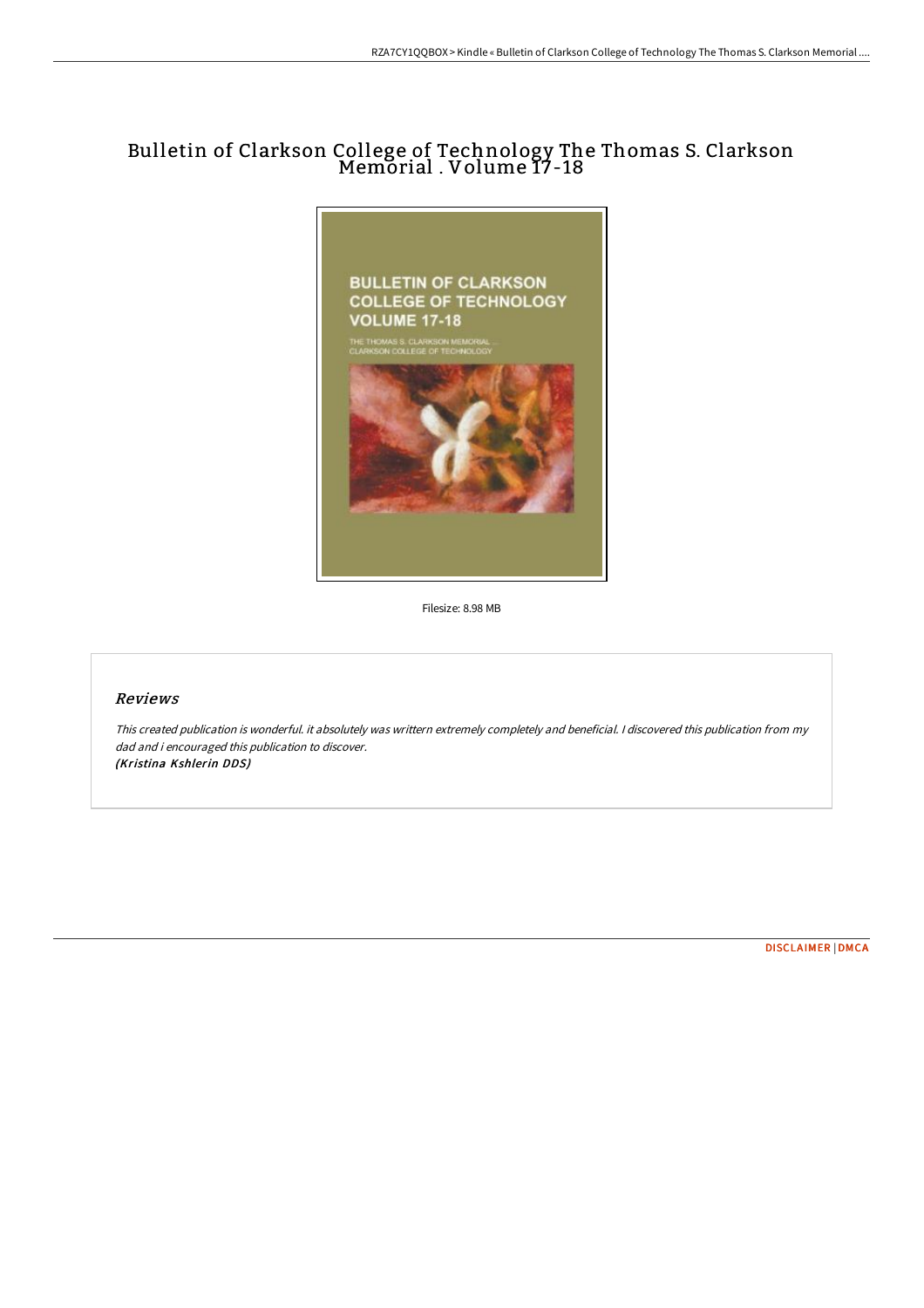# Bulletin of Clarkson College of Technology The Thomas S. Clarkson Memorial . Volume 17-18

Filesize: 8.98 MB

## Reviews

*This created publication is wonderful. it absolutely was writtern extremely completely and beneficial. I discovered this publication from my dad and i encouraged this publication to discover.*
***(Kristina Kshlerin DDS)***

DISCLAIMER | DMCA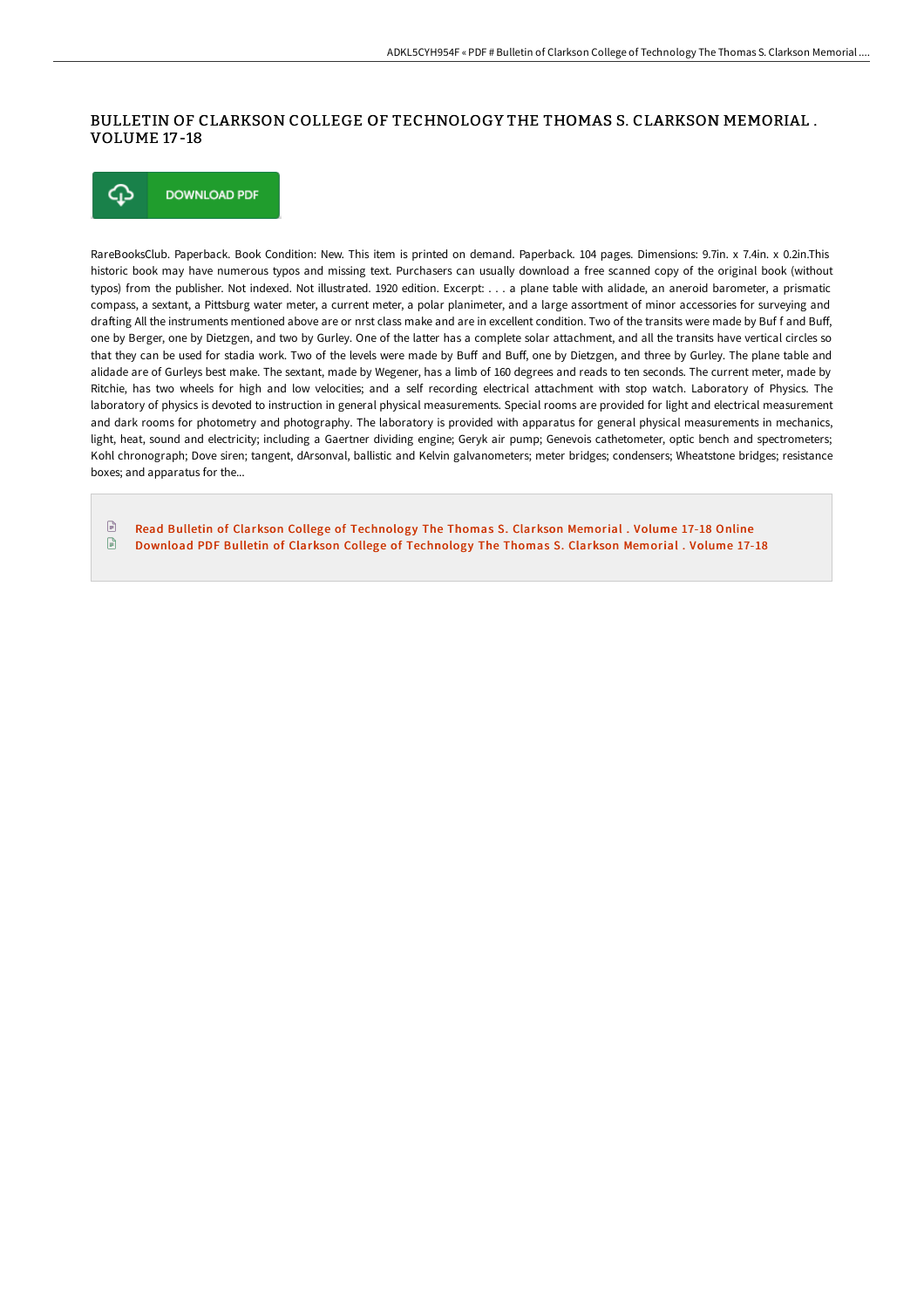# BULLETIN OF CLARKSON COLLEGE OF TECHNOLOGY THE THOMAS S. CLARKSON MEMORIAL . VOLUME 17-18

DOWNLOAD PDF

RareBooksClub. Paperback. Book Condition: New. This item is printed on demand. Paperback. 104 pages. Dimensions: 9.7in. x 7.4in. x 0.2in.This historic book may have numerous typos and missing text. Purchasers can usually download a free scanned copy of the original book (without typos) from the publisher. Not indexed. Not illustrated. 1920 edition. Excerpt: . . . a plane table with alidade, an aneroid barometer, a prismatic compass, a sextant, a Pittsburg water meter, a current meter, a polar planimeter, and a large assortment of minor accessories for surveying and drafting All the instruments mentioned above are or nrst class make and are in excellent condition. Two of the transits were made by Buf f and Buff, one by Berger, one by Dietzgen, and two by Gurley. One of the latter has a complete solar attachment, and all the transits have vertical circles so that they can be used for stadia work. Two of the levels were made by Buff and Buff, one by Dietzgen, and three by Gurley. The plane table and alidade are of Gurleys best make. The sextant, made by Wegener, has a limb of 160 degrees and reads to ten seconds. The current meter, made by Ritchie, has two wheels for high and low velocities; and a self recording electrical attachment with stop watch. Laboratory of Physics. The laboratory of physics is devoted to instruction in general physical measurements. Special rooms are provided for light and electrical measurement and dark rooms for photometry and photography. The laboratory is provided with apparatus for general physical measurements in mechanics, light, heat, sound and electricity; including a Gaertner dividing engine; Geryk air pump; Genevois cathetometer, optic bench and spectrometers; Kohl chronograph; Dove siren; tangent, dArsonval, ballistic and Kelvin galvanometers; meter bridges; condensers; Wheatstone bridges; resistance boxes; and apparatus for the...

- Read Bulletin of Clarkson College of Technology The Thomas S. Clarkson Memorial . Volume 17-18 Online
- Download PDF Bulletin of Clarkson College of Technology The Thomas S. Clarkson Memorial . Volume 17-18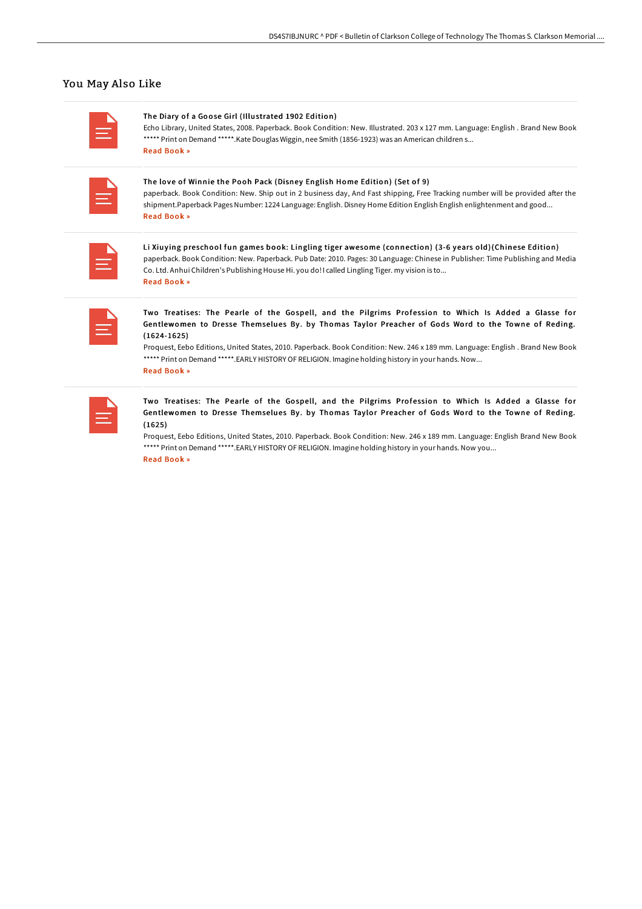## You May Also Like

**The Diary of a Goose Girl (Illustrated 1902 Edition)**

Echo Library, United States, 2008. Paperback. Book Condition: New. Illustrated. 203 x 127 mm. Language: English . Brand New Book ***** Print on Demand *****.Kate Douglas Wiggin, nee Smith (1856-1923) was an American children s...

Read Book »

**The love of Winnie the Pooh Pack (Disney English Home Edition) (Set of 9)**

paperback. Book Condition: New. Ship out in 2 business day, And Fast shipping, Free Tracking number will be provided after the shipment.Paperback Pages Number: 1224 Language: English. Disney Home Edition English English enlightenment and good...

Read Book »

**Li Xiuying preschool fun games book: Lingling tiger awesome (connection) (3-6 years old)(Chinese Edition)**

paperback. Book Condition: New. Paperback. Pub Date: 2010. Pages: 30 Language: Chinese in Publisher: Time Publishing and Media Co. Ltd. Anhui Children's Publishing House Hi. you do! I called Lingling Tiger. my vision is to...

Read Book »

**Two Treatises: The Pearle of the Gospell, and the Pilgrims Profession to Which Is Added a Glasse for Gentlewomen to Dresse Themselues By. by Thomas Taylor Preacher of Gods Word to the Towne of Reding. (1624-1625)**

Proquest, Eebo Editions, United States, 2010. Paperback. Book Condition: New. 246 x 189 mm. Language: English . Brand New Book ***** Print on Demand *****.EARLY HISTORY OF RELIGION. Imagine holding history in your hands. Now...

Read Book »

**Two Treatises: The Pearle of the Gospell, and the Pilgrims Profession to Which Is Added a Glasse for Gentlewomen to Dresse Themselues By. by Thomas Taylor Preacher of Gods Word to the Towne of Reding. (1625)**

Proquest, Eebo Editions, United States, 2010. Paperback. Book Condition: New. 246 x 189 mm. Language: English Brand New Book ***** Print on Demand *****.EARLY HISTORY OF RELIGION. Imagine holding history in your hands. Now you...

Read Book »